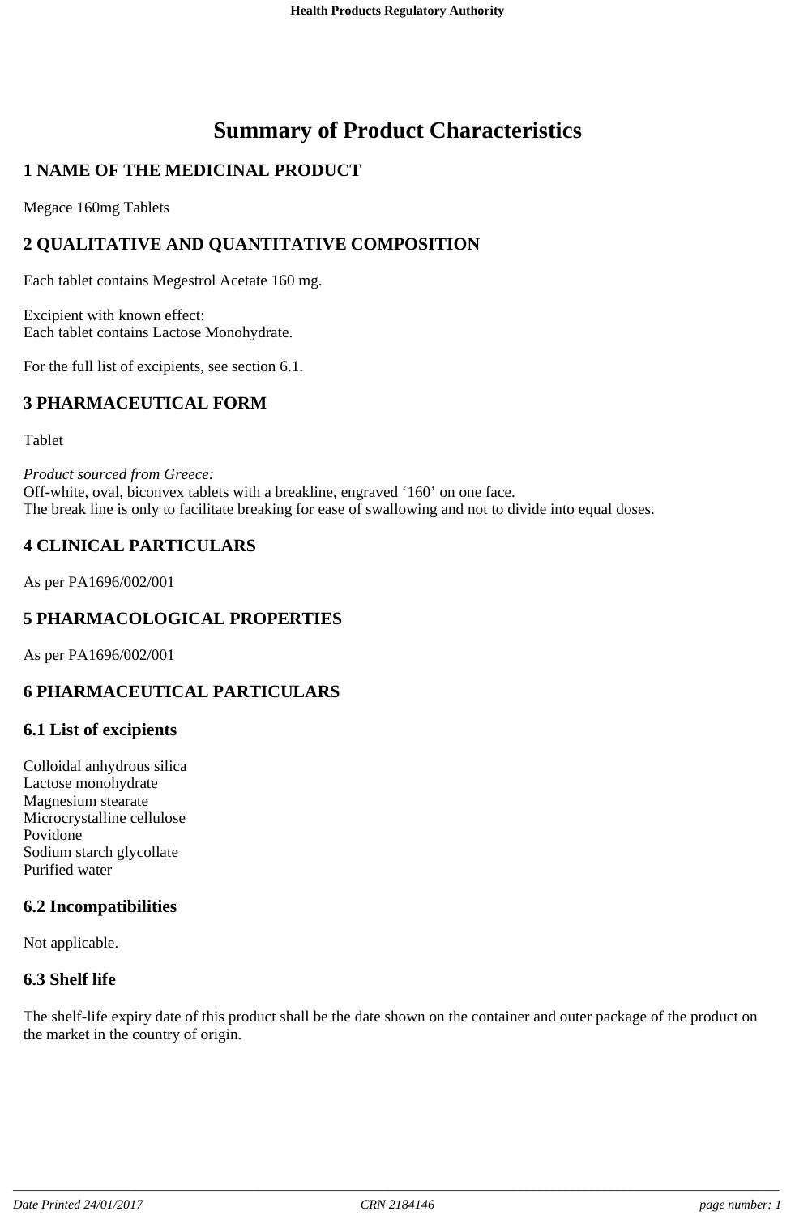# Summary of Product Characteristics

## 1 NAME OF THE MEDICINAL PRODUCT

Megace 160mg Tablets

## 2 QUALITATIVE AND QUANTITATIVE COMPOSITION

Each tablet contains Megestrol Acetate 160 mg.

Excipient with known effect:
Each tablet contains Lactose Monohydrate.

For the full list of excipients, see section 6.1.

## 3 PHARMACEUTICAL FORM

Tablet

*Product sourced from Greece:*
Off-white, oval, biconvex tablets with a breakline, engraved '160' on one face.
The break line is only to facilitate breaking for ease of swallowing and not to divide into equal doses.

## 4 CLINICAL PARTICULARS

As per PA1696/002/001

## 5 PHARMACOLOGICAL PROPERTIES

As per PA1696/002/001

## 6 PHARMACEUTICAL PARTICULARS

### 6.1 List of excipients

Colloidal anhydrous silica
Lactose monohydrate
Magnesium stearate
Microcrystalline cellulose
Povidone
Sodium starch glycollate
Purified water

### 6.2 Incompatibilities

Not applicable.

### 6.3 Shelf life

The shelf-life expiry date of this product shall be the date shown on the container and outer package of the product on the market in the country of origin.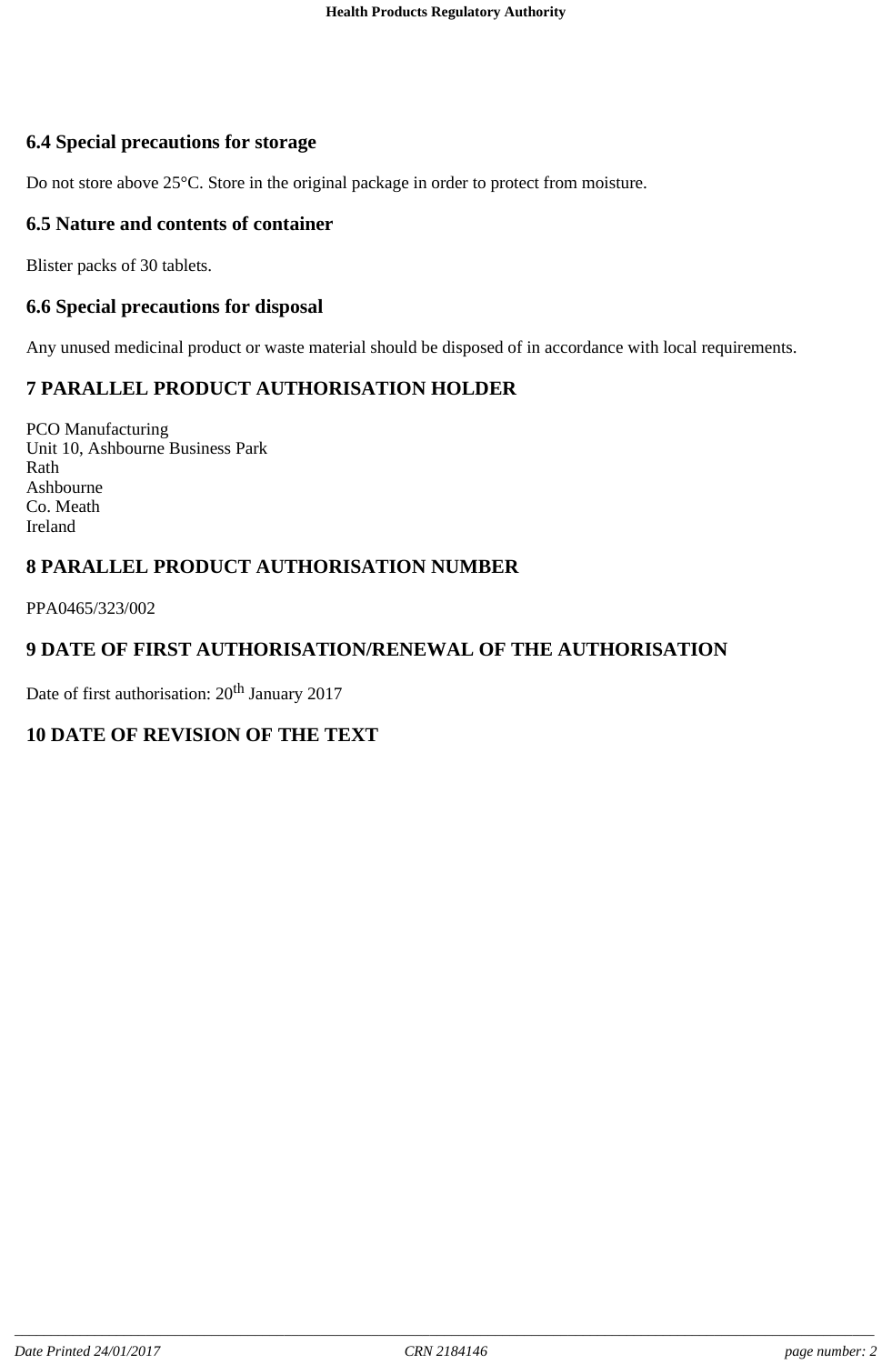## 6.4 Special precautions for storage

Do not store above 25°C. Store in the original package in order to protect from moisture.

## 6.5 Nature and contents of container

Blister packs of 30 tablets.

## 6.6 Special precautions for disposal

Any unused medicinal product or waste material should be disposed of in accordance with local requirements.

# 7 PARALLEL PRODUCT AUTHORISATION HOLDER

PCO Manufacturing
Unit 10, Ashbourne Business Park
Rath
Ashbourne
Co. Meath
Ireland

# 8 PARALLEL PRODUCT AUTHORISATION NUMBER

PPA0465/323/002

# 9 DATE OF FIRST AUTHORISATION/RENEWAL OF THE AUTHORISATION

Date of first authorisation: 20th January 2017

# 10 DATE OF REVISION OF THE TEXT